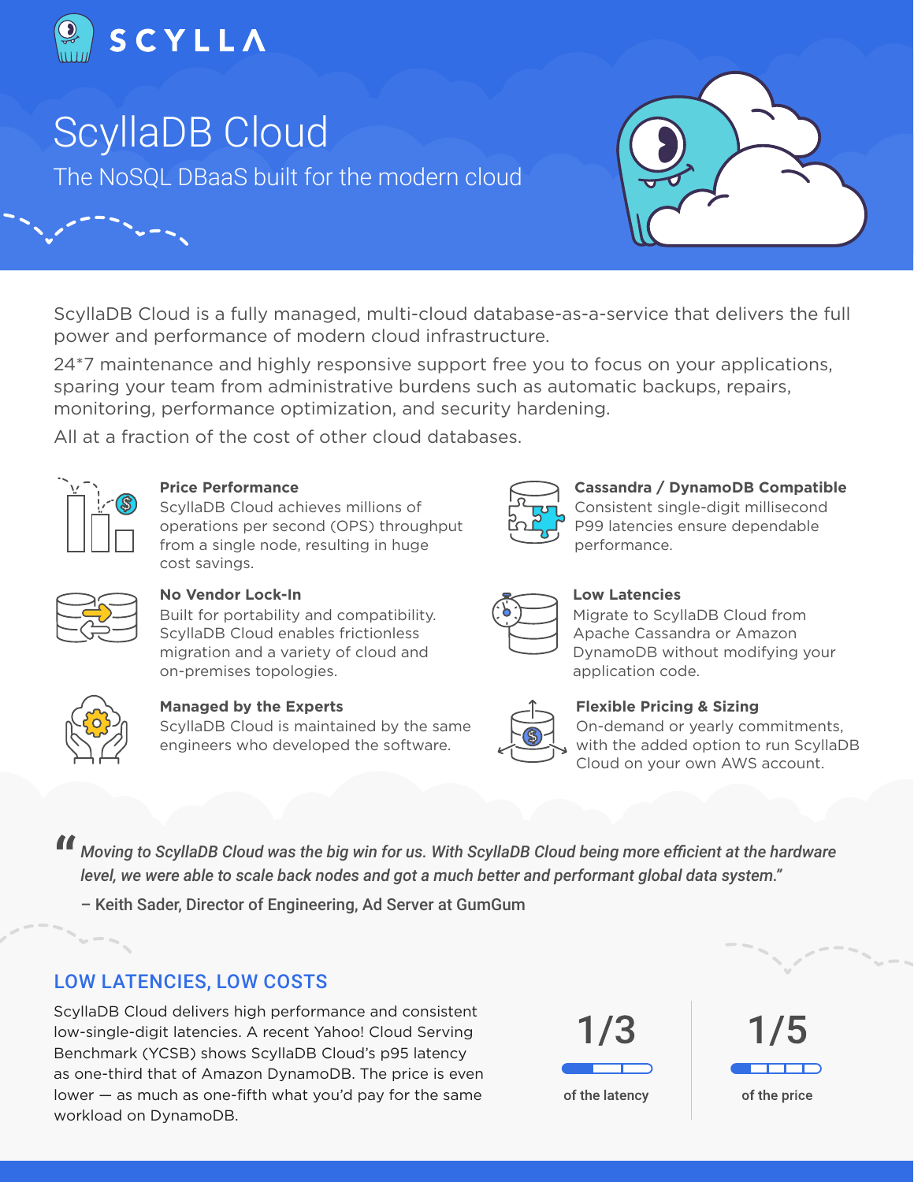# ScyllaDB Cloud

## The NoSQL DBaaS built for the modern cloud

ScyllaDB Cloud is a fully managed, multi-cloud database-as-a-service that delivers the full power and performance of modern cloud infrastructure.

24*7 maintenance and highly responsive support free you to focus on your applications, sparing your team from administrative burdens such as automatic backups, repairs, monitoring, performance optimization, and security hardening.

All at a fraction of the cost of other cloud databases.

**Price Performance**
ScyllaDB Cloud achieves millions of operations per second (OPS) throughput from a single node, resulting in huge cost savings.

**No Vendor Lock-In**
Built for portability and compatibility. ScyllaDB Cloud enables frictionless migration and a variety of cloud and on-premises topologies.

**Managed by the Experts**
ScyllaDB Cloud is maintained by the same engineers who developed the software.

**Cassandra / DynamoDB Compatible**
Consistent single-digit millisecond P99 latencies ensure dependable performance.

**Low Latencies**
Migrate to ScyllaDB Cloud from Apache Cassandra or Amazon DynamoDB without modifying your application code.

**Flexible Pricing & Sizing**
On-demand or yearly commitments, with the added option to run ScyllaDB Cloud on your own AWS account.

> *"Moving to ScyllaDB Cloud was the big win for us. With ScyllaDB Cloud being more efficient at the hardware level, we were able to scale back nodes and got a much better and performant global data system."*
>
> – Keith Sader, Director of Engineering, Ad Server at GumGum

## LOW LATENCIES, LOW COSTS

ScyllaDB Cloud delivers high performance and consistent low-single-digit latencies. A recent Yahoo! Cloud Serving Benchmark (YCSB) shows ScyllaDB Cloud's p95 latency as one-third that of Amazon DynamoDB. The price is even lower — as much as one-fifth what you'd pay for the same workload on DynamoDB.

**1/3** of the latency

**1/5** of the price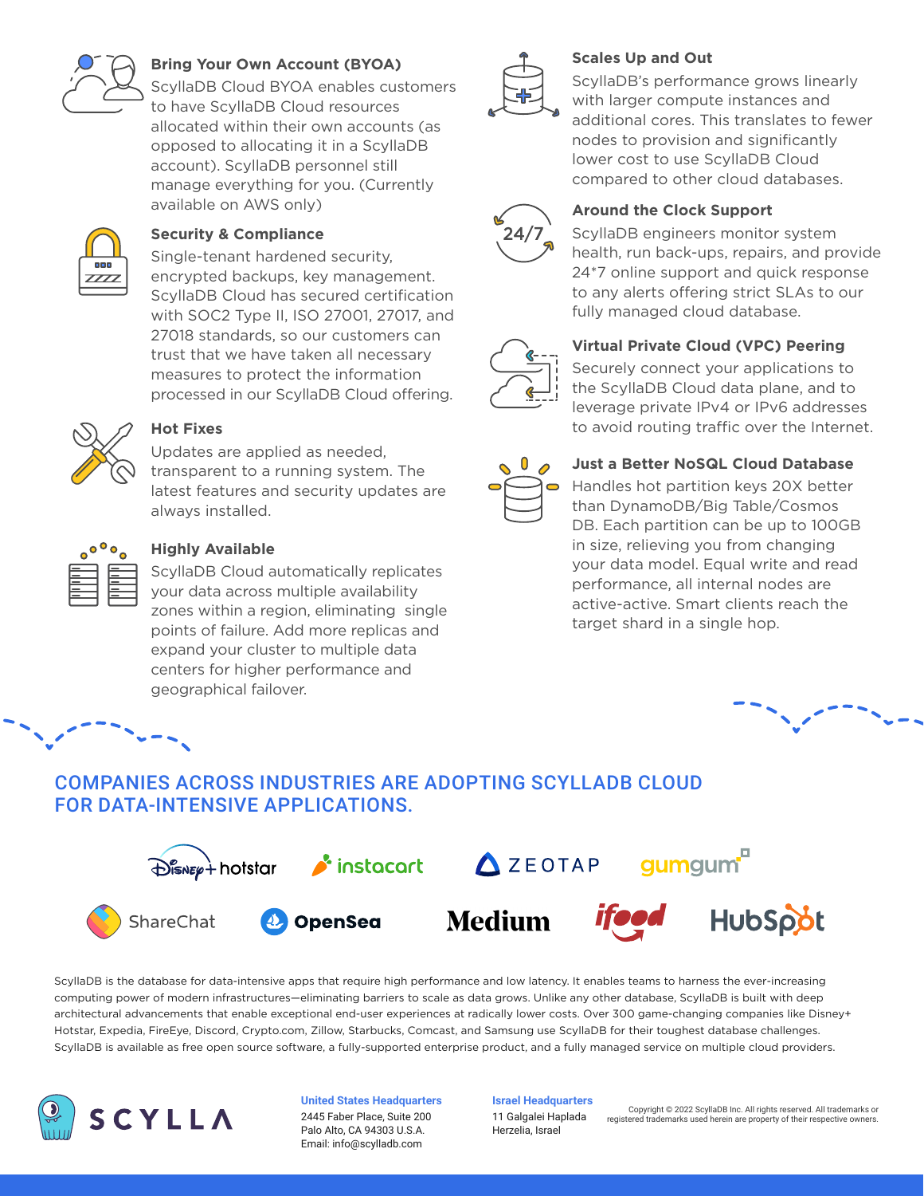### Bring Your Own Account (BYOA)

ScyllaDB Cloud BYOA enables customers to have ScyllaDB Cloud resources allocated within their own accounts (as opposed to allocating it in a ScyllaDB account). ScyllaDB personnel still manage everything for you. (Currently available on AWS only)

### Security & Compliance

Single-tenant hardened security, encrypted backups, key management. ScyllaDB Cloud has secured certification with SOC2 Type II, ISO 27001, 27017, and 27018 standards, so our customers can trust that we have taken all necessary measures to protect the information processed in our ScyllaDB Cloud offering.

### Hot Fixes

Updates are applied as needed, transparent to a running system. The latest features and security updates are always installed.

### Highly Available

ScyllaDB Cloud automatically replicates your data across multiple availability zones within a region, eliminating single points of failure. Add more replicas and expand your cluster to multiple data centers for higher performance and geographical failover.

### Scales Up and Out

ScyllaDB's performance grows linearly with larger compute instances and additional cores. This translates to fewer nodes to provision and significantly lower cost to use ScyllaDB Cloud compared to other cloud databases.

### Around the Clock Support

ScyllaDB engineers monitor system health, run back-ups, repairs, and provide 24*7 online support and quick response to any alerts offering strict SLAs to our fully managed cloud database.

### Virtual Private Cloud (VPC) Peering

Securely connect your applications to the ScyllaDB Cloud data plane, and to leverage private IPv4 or IPv6 addresses to avoid routing traffic over the Internet.

### Just a Better NoSQL Cloud Database

Handles hot partition keys 20X better than DynamoDB/Big Table/Cosmos DB. Each partition can be up to 100GB in size, relieving you from changing your data model. Equal write and read performance, all internal nodes are active-active. Smart clients reach the target shard in a single hop.

## COMPANIES ACROSS INDUSTRIES ARE ADOPTING SCYLLADB CLOUD FOR DATA-INTENSIVE APPLICATIONS.

Disney+ hotstar, instacart, ZEOTAP, gumgum, ShareChat, OpenSea, Medium, ifood, HubSpot

ScyllaDB is the database for data-intensive apps that require high performance and low latency. It enables teams to harness the ever-increasing computing power of modern infrastructures—eliminating barriers to scale as data grows. Unlike any other database, ScyllaDB is built with deep architectural advancements that enable exceptional end-user experiences at radically lower costs. Over 300 game-changing companies like Disney+ Hotstar, Expedia, FireEye, Discord, Crypto.com, Zillow, Starbucks, Comcast, and Samsung use ScyllaDB for their toughest database challenges. ScyllaDB is available as free open source software, a fully-supported enterprise product, and a fully managed service on multiple cloud providers.

SCYLLA

**United States Headquarters**
2445 Faber Place, Suite 200
Palo Alto, CA 94303 U.S.A.
Email: info@scylladb.com

**Israel Headquarters**
11 Galgalei Haplada
Herzelia, Israel

Copyright © 2022 ScyllaDB Inc. All rights reserved. All trademarks or registered trademarks used herein are property of their respective owners.